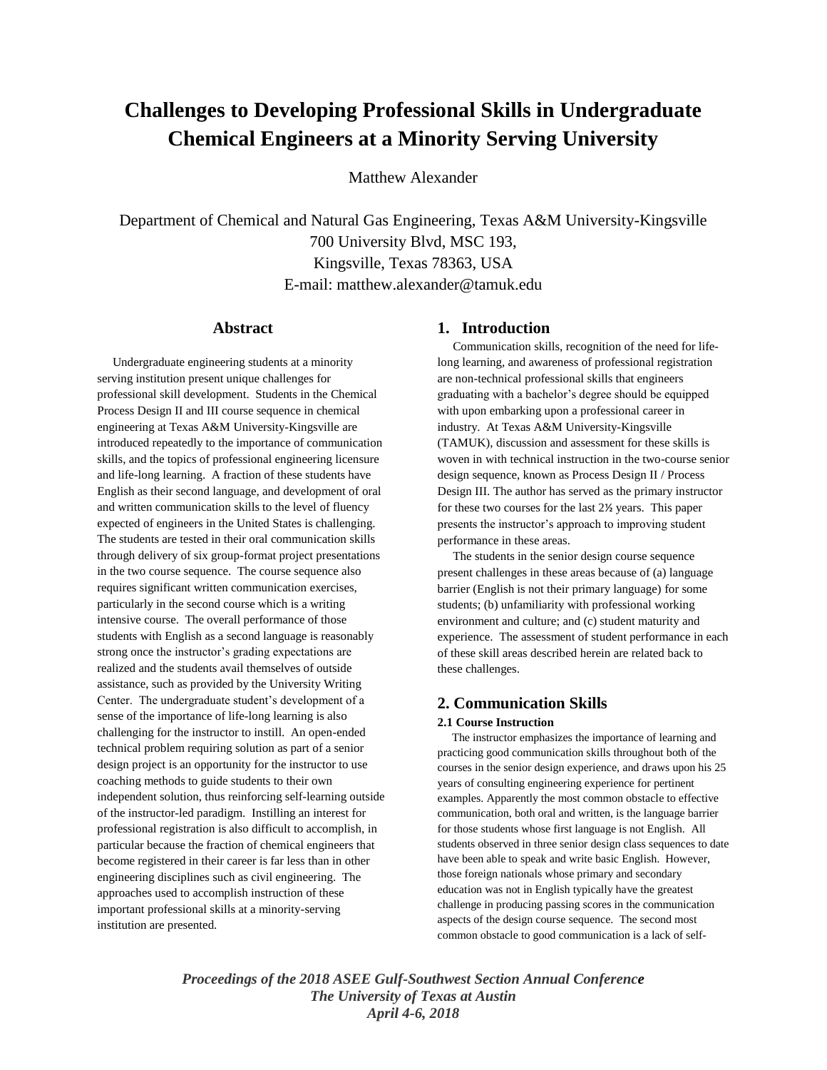# Challenges to Developing Professional Skills in Undergraduate Chemical Engineers at a Minority Serving University

Matthew Alexander

Department of Chemical and Natural Gas Engineering, Texas A&M University-Kingsville
700 University Blvd, MSC 193,
Kingsville, Texas 78363, USA
E-mail: matthew.alexander@tamuk.edu

## Abstract

Undergraduate engineering students at a minority serving institution present unique challenges for professional skill development. Students in the Chemical Process Design II and III course sequence in chemical engineering at Texas A&M University-Kingsville are introduced repeatedly to the importance of communication skills, and the topics of professional engineering licensure and life-long learning. A fraction of these students have English as their second language, and development of oral and written communication skills to the level of fluency expected of engineers in the United States is challenging. The students are tested in their oral communication skills through delivery of six group-format project presentations in the two course sequence. The course sequence also requires significant written communication exercises, particularly in the second course which is a writing intensive course. The overall performance of those students with English as a second language is reasonably strong once the instructor's grading expectations are realized and the students avail themselves of outside assistance, such as provided by the University Writing Center. The undergraduate student's development of a sense of the importance of life-long learning is also challenging for the instructor to instill. An open-ended technical problem requiring solution as part of a senior design project is an opportunity for the instructor to use coaching methods to guide students to their own independent solution, thus reinforcing self-learning outside of the instructor-led paradigm. Instilling an interest for professional registration is also difficult to accomplish, in particular because the fraction of chemical engineers that become registered in their career is far less than in other engineering disciplines such as civil engineering. The approaches used to accomplish instruction of these important professional skills at a minority-serving institution are presented.

## 1. Introduction

Communication skills, recognition of the need for life-long learning, and awareness of professional registration are non-technical professional skills that engineers graduating with a bachelor's degree should be equipped with upon embarking upon a professional career in industry. At Texas A&M University-Kingsville (TAMUK), discussion and assessment for these skills is woven in with technical instruction in the two-course senior design sequence, known as Process Design II / Process Design III. The author has served as the primary instructor for these two courses for the last 2½ years. This paper presents the instructor's approach to improving student performance in these areas.

The students in the senior design course sequence present challenges in these areas because of (a) language barrier (English is not their primary language) for some students; (b) unfamiliarity with professional working environment and culture; and (c) student maturity and experience. The assessment of student performance in each of these skill areas described herein are related back to these challenges.

## 2. Communication Skills

### 2.1 Course Instruction

The instructor emphasizes the importance of learning and practicing good communication skills throughout both of the courses in the senior design experience, and draws upon his 25 years of consulting engineering experience for pertinent examples. Apparently the most common obstacle to effective communication, both oral and written, is the language barrier for those students whose first language is not English. All students observed in three senior design class sequences to date have been able to speak and write basic English. However, those foreign nationals whose primary and secondary education was not in English typically have the greatest challenge in producing passing scores in the communication aspects of the design course sequence. The second most common obstacle to good communication is a lack of self-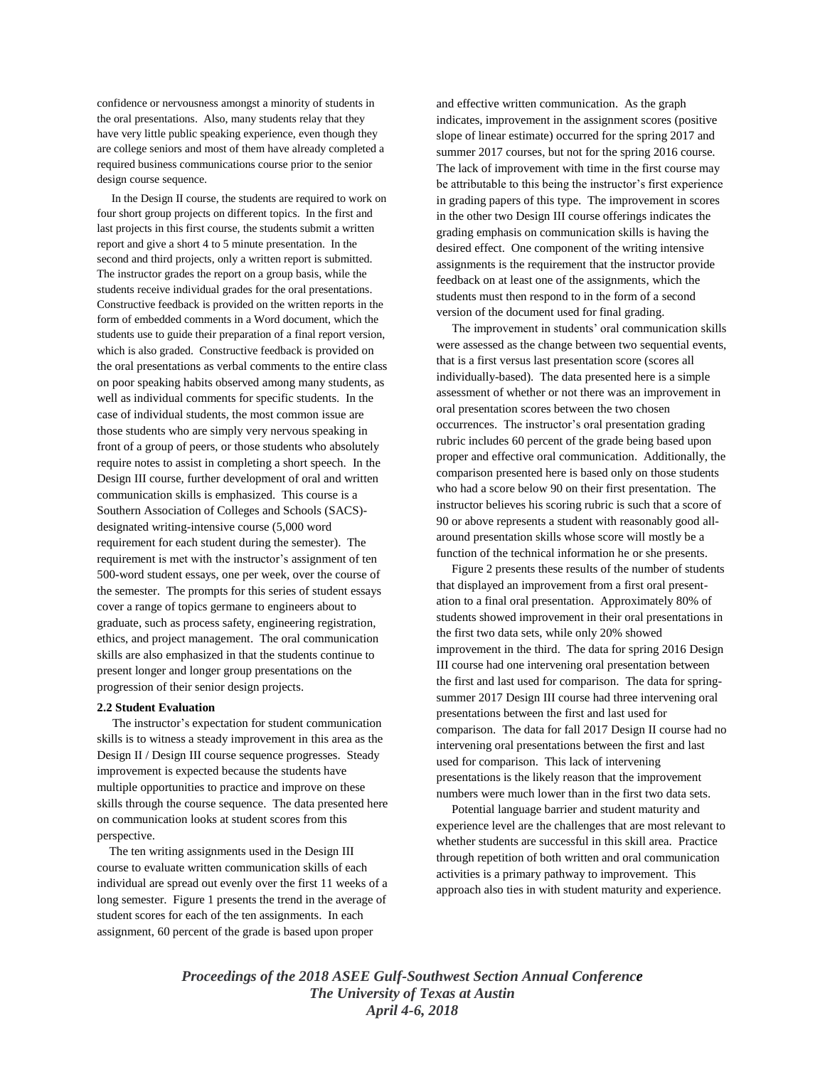confidence or nervousness amongst a minority of students in the oral presentations. Also, many students relay that they have very little public speaking experience, even though they are college seniors and most of them have already completed a required business communications course prior to the senior design course sequence.

In the Design II course, the students are required to work on four short group projects on different topics. In the first and last projects in this first course, the students submit a written report and give a short 4 to 5 minute presentation. In the second and third projects, only a written report is submitted. The instructor grades the report on a group basis, while the students receive individual grades for the oral presentations. Constructive feedback is provided on the written reports in the form of embedded comments in a Word document, which the students use to guide their preparation of a final report version, which is also graded. Constructive feedback is provided on the oral presentations as verbal comments to the entire class on poor speaking habits observed among many students, as well as individual comments for specific students. In the case of individual students, the most common issue are those students who are simply very nervous speaking in front of a group of peers, or those students who absolutely require notes to assist in completing a short speech. In the Design III course, further development of oral and written communication skills is emphasized. This course is a Southern Association of Colleges and Schools (SACS)-designated writing-intensive course (5,000 word requirement for each student during the semester). The requirement is met with the instructor's assignment of ten 500-word student essays, one per week, over the course of the semester. The prompts for this series of student essays cover a range of topics germane to engineers about to graduate, such as process safety, engineering registration, ethics, and project management. The oral communication skills are also emphasized in that the students continue to present longer and longer group presentations on the progression of their senior design projects.

### 2.2 Student Evaluation

The instructor's expectation for student communication skills is to witness a steady improvement in this area as the Design II / Design III course sequence progresses. Steady improvement is expected because the students have multiple opportunities to practice and improve on these skills through the course sequence. The data presented here on communication looks at student scores from this perspective.

The ten writing assignments used in the Design III course to evaluate written communication skills of each individual are spread out evenly over the first 11 weeks of a long semester. Figure 1 presents the trend in the average of student scores for each of the ten assignments. In each assignment, 60 percent of the grade is based upon proper and effective written communication. As the graph indicates, improvement in the assignment scores (positive slope of linear estimate) occurred for the spring 2017 and summer 2017 courses, but not for the spring 2016 course. The lack of improvement with time in the first course may be attributable to this being the instructor's first experience in grading papers of this type. The improvement in scores in the other two Design III course offerings indicates the grading emphasis on communication skills is having the desired effect. One component of the writing intensive assignments is the requirement that the instructor provide feedback on at least one of the assignments, which the students must then respond to in the form of a second version of the document used for final grading.

The improvement in students' oral communication skills were assessed as the change between two sequential events, that is a first versus last presentation score (scores all individually-based). The data presented here is a simple assessment of whether or not there was an improvement in oral presentation scores between the two chosen occurrences. The instructor's oral presentation grading rubric includes 60 percent of the grade being based upon proper and effective oral communication. Additionally, the comparison presented here is based only on those students who had a score below 90 on their first presentation. The instructor believes his scoring rubric is such that a score of 90 or above represents a student with reasonably good all-around presentation skills whose score will mostly be a function of the technical information he or she presents.

Figure 2 presents these results of the number of students that displayed an improvement from a first oral presentation to a final oral presentation. Approximately 80% of students showed improvement in their oral presentations in the first two data sets, while only 20% showed improvement in the third. The data for spring 2016 Design III course had one intervening oral presentation between the first and last used for comparison. The data for spring-summer 2017 Design III course had three intervening oral presentations between the first and last used for comparison. The data for fall 2017 Design II course had no intervening oral presentations between the first and last used for comparison. This lack of intervening presentations is the likely reason that the improvement numbers were much lower than in the first two data sets.

Potential language barrier and student maturity and experience level are the challenges that are most relevant to whether students are successful in this skill area. Practice through repetition of both written and oral communication activities is a primary pathway to improvement. This approach also ties in with student maturity and experience.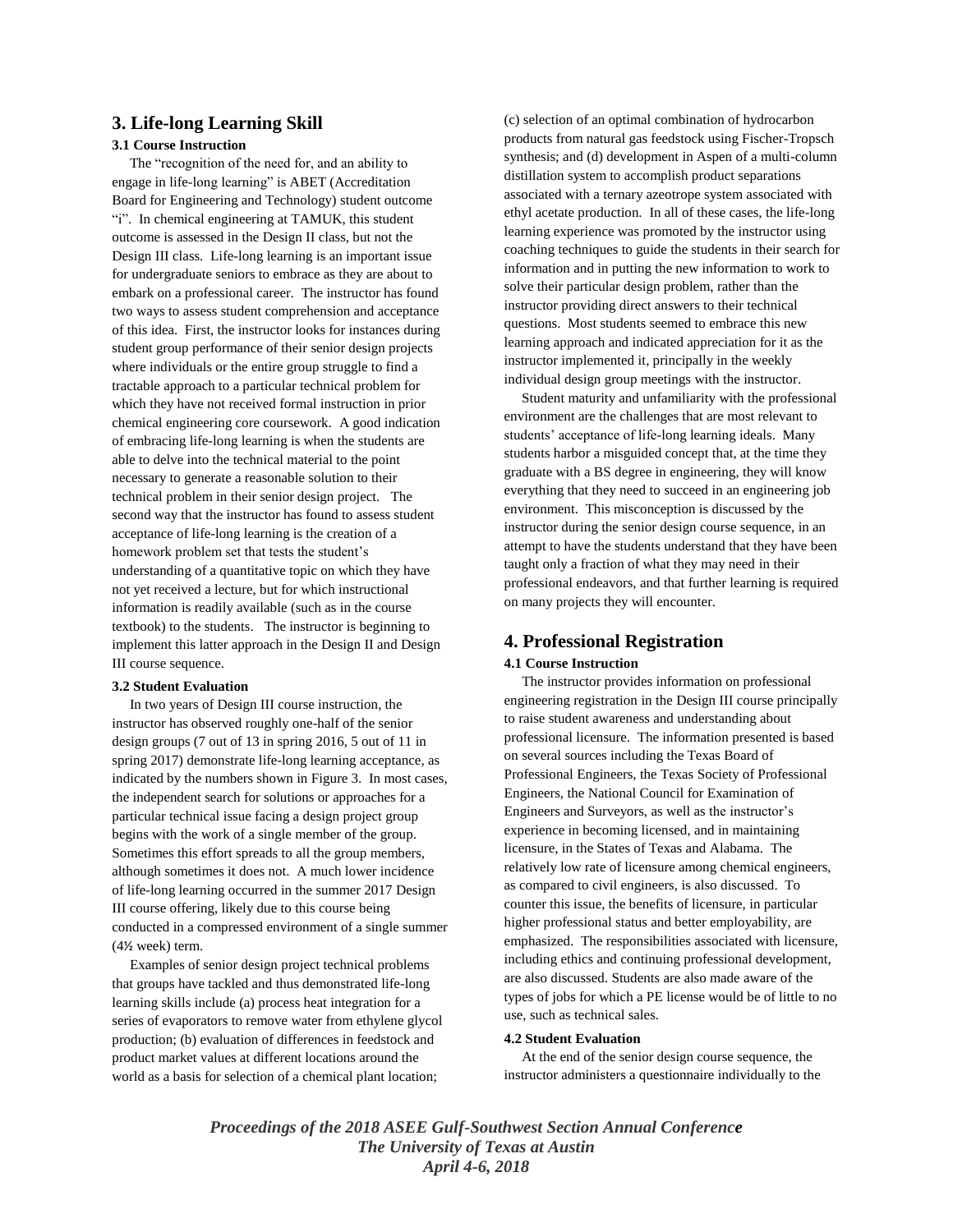## 3. Life-long Learning Skill

### 3.1 Course Instruction

The "recognition of the need for, and an ability to engage in life-long learning" is ABET (Accreditation Board for Engineering and Technology) student outcome "i". In chemical engineering at TAMUK, this student outcome is assessed in the Design II class, but not the Design III class. Life-long learning is an important issue for undergraduate seniors to embrace as they are about to embark on a professional career. The instructor has found two ways to assess student comprehension and acceptance of this idea. First, the instructor looks for instances during student group performance of their senior design projects where individuals or the entire group struggle to find a tractable approach to a particular technical problem for which they have not received formal instruction in prior chemical engineering core coursework. A good indication of embracing life-long learning is when the students are able to delve into the technical material to the point necessary to generate a reasonable solution to their technical problem in their senior design project. The second way that the instructor has found to assess student acceptance of life-long learning is the creation of a homework problem set that tests the student's understanding of a quantitative topic on which they have not yet received a lecture, but for which instructional information is readily available (such as in the course textbook) to the students. The instructor is beginning to implement this latter approach in the Design II and Design III course sequence.

### 3.2 Student Evaluation

In two years of Design III course instruction, the instructor has observed roughly one-half of the senior design groups (7 out of 13 in spring 2016, 5 out of 11 in spring 2017) demonstrate life-long learning acceptance, as indicated by the numbers shown in Figure 3. In most cases, the independent search for solutions or approaches for a particular technical issue facing a design project group begins with the work of a single member of the group. Sometimes this effort spreads to all the group members, although sometimes it does not. A much lower incidence of life-long learning occurred in the summer 2017 Design III course offering, likely due to this course being conducted in a compressed environment of a single summer (4½ week) term.

Examples of senior design project technical problems that groups have tackled and thus demonstrated life-long learning skills include (a) process heat integration for a series of evaporators to remove water from ethylene glycol production; (b) evaluation of differences in feedstock and product market values at different locations around the world as a basis for selection of a chemical plant location; (c) selection of an optimal combination of hydrocarbon products from natural gas feedstock using Fischer-Tropsch synthesis; and (d) development in Aspen of a multi-column distillation system to accomplish product separations associated with a ternary azeotrope system associated with ethyl acetate production. In all of these cases, the life-long learning experience was promoted by the instructor using coaching techniques to guide the students in their search for information and in putting the new information to work to solve their particular design problem, rather than the instructor providing direct answers to their technical questions. Most students seemed to embrace this new learning approach and indicated appreciation for it as the instructor implemented it, principally in the weekly individual design group meetings with the instructor.

Student maturity and unfamiliarity with the professional environment are the challenges that are most relevant to students' acceptance of life-long learning ideals. Many students harbor a misguided concept that, at the time they graduate with a BS degree in engineering, they will know everything that they need to succeed in an engineering job environment. This misconception is discussed by the instructor during the senior design course sequence, in an attempt to have the students understand that they have been taught only a fraction of what they may need in their professional endeavors, and that further learning is required on many projects they will encounter.

## 4. Professional Registration

### 4.1 Course Instruction

The instructor provides information on professional engineering registration in the Design III course principally to raise student awareness and understanding about professional licensure. The information presented is based on several sources including the Texas Board of Professional Engineers, the Texas Society of Professional Engineers, the National Council for Examination of Engineers and Surveyors, as well as the instructor's experience in becoming licensed, and in maintaining licensure, in the States of Texas and Alabama. The relatively low rate of licensure among chemical engineers, as compared to civil engineers, is also discussed. To counter this issue, the benefits of licensure, in particular higher professional status and better employability, are emphasized. The responsibilities associated with licensure, including ethics and continuing professional development, are also discussed. Students are also made aware of the types of jobs for which a PE license would be of little to no use, such as technical sales.

### 4.2 Student Evaluation

At the end of the senior design course sequence, the instructor administers a questionnaire individually to the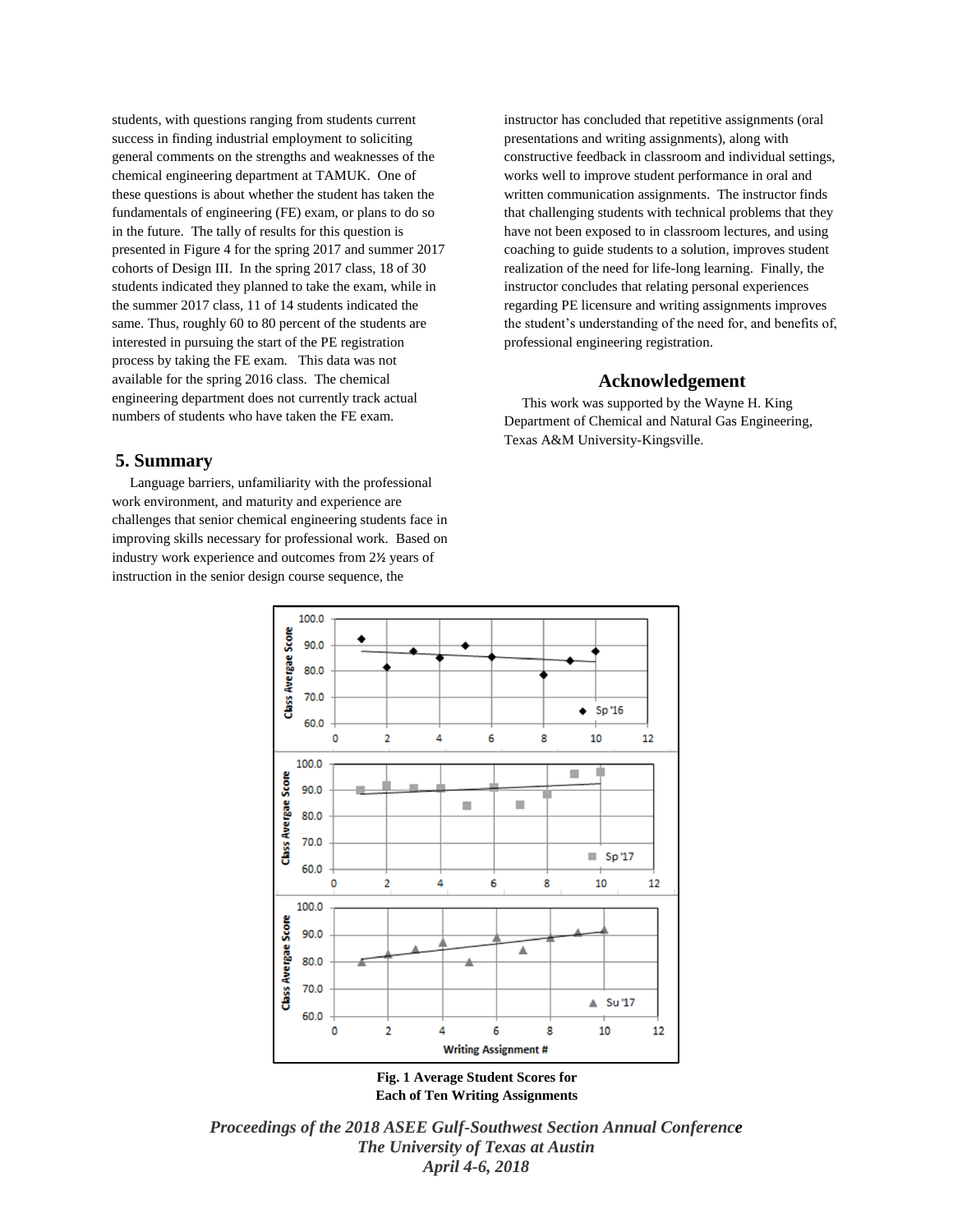students, with questions ranging from students current success in finding industrial employment to soliciting general comments on the strengths and weaknesses of the chemical engineering department at TAMUK. One of these questions is about whether the student has taken the fundamentals of engineering (FE) exam, or plans to do so in the future. The tally of results for this question is presented in Figure 4 for the spring 2017 and summer 2017 cohorts of Design III. In the spring 2017 class, 18 of 30 students indicated they planned to take the exam, while in the summer 2017 class, 11 of 14 students indicated the same. Thus, roughly 60 to 80 percent of the students are interested in pursuing the start of the PE registration process by taking the FE exam. This data was not available for the spring 2016 class. The chemical engineering department does not currently track actual numbers of students who have taken the FE exam.

## 5. Summary

Language barriers, unfamiliarity with the professional work environment, and maturity and experience are challenges that senior chemical engineering students face in improving skills necessary for professional work. Based on industry work experience and outcomes from 2½ years of instruction in the senior design course sequence, the instructor has concluded that repetitive assignments (oral presentations and writing assignments), along with constructive feedback in classroom and individual settings, works well to improve student performance in oral and written communication assignments. The instructor finds that challenging students with technical problems that they have not been exposed to in classroom lectures, and using coaching to guide students to a solution, improves student realization of the need for life-long learning. Finally, the instructor concludes that relating personal experiences regarding PE licensure and writing assignments improves the student's understanding of the need for, and benefits of, professional engineering registration.

## Acknowledgement

This work was supported by the Wayne H. King Department of Chemical and Natural Gas Engineering, Texas A&M University-Kingsville.

**Fig. 1 Average Student Scores for Each of Ten Writing Assignments**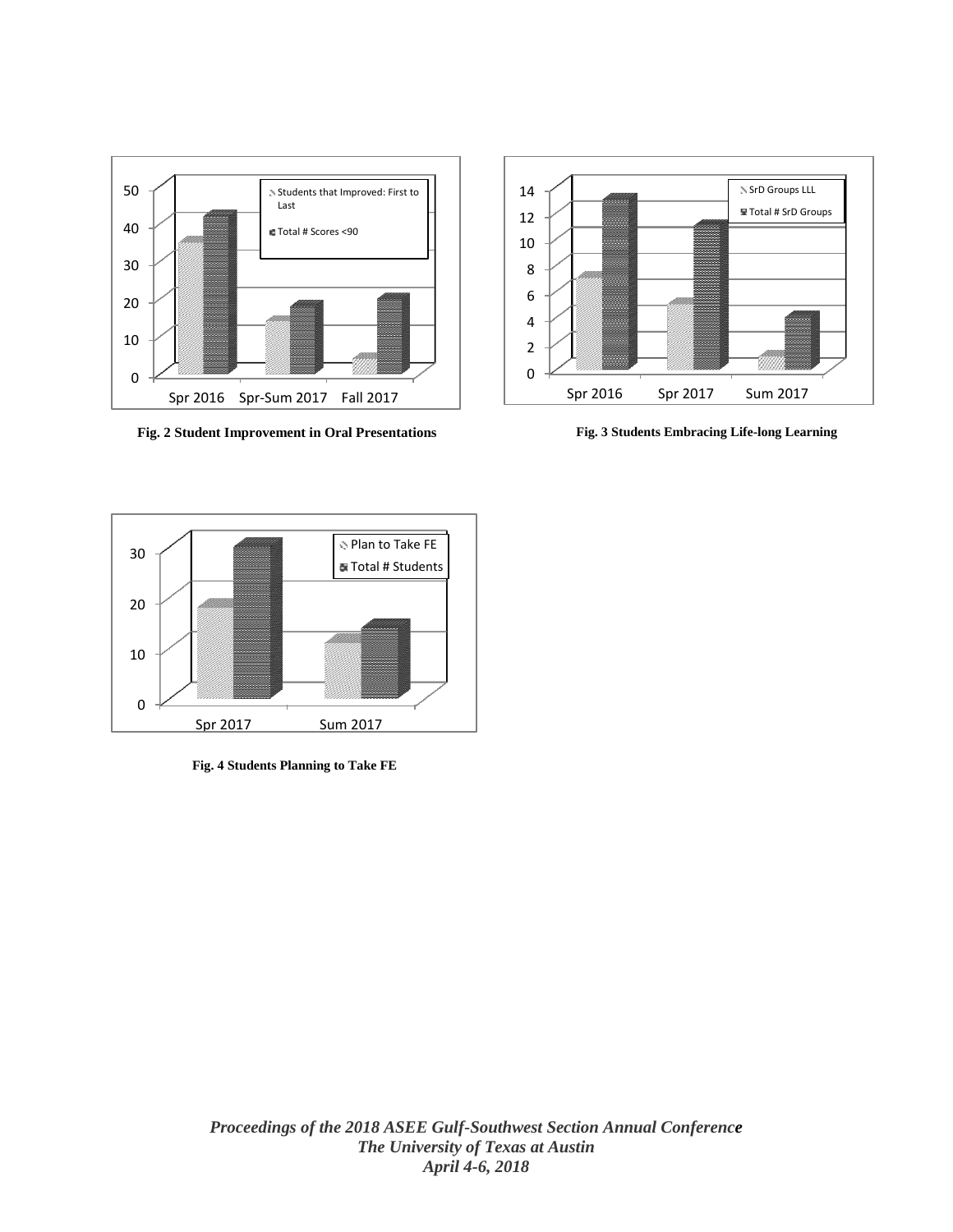50
40
30
20
10
0

Students that Improved: First to Last

Total # Scores <90

Spr 2016
Spr-Sum 2017
Fall 2017

**Fig. 2 Student Improvement in Oral Presentations**

14
12
10
8
6
4
2
0

SrD Groups LLL

Total # SrD Groups

Spr 2016
Spr 2017
Sum 2017

**Fig. 3 Students Embracing Life-long Learning**

30
20
10
0

Plan to Take FE

Total # Students

Spr 2017
Sum 2017

**Fig. 4 Students Planning to Take FE**